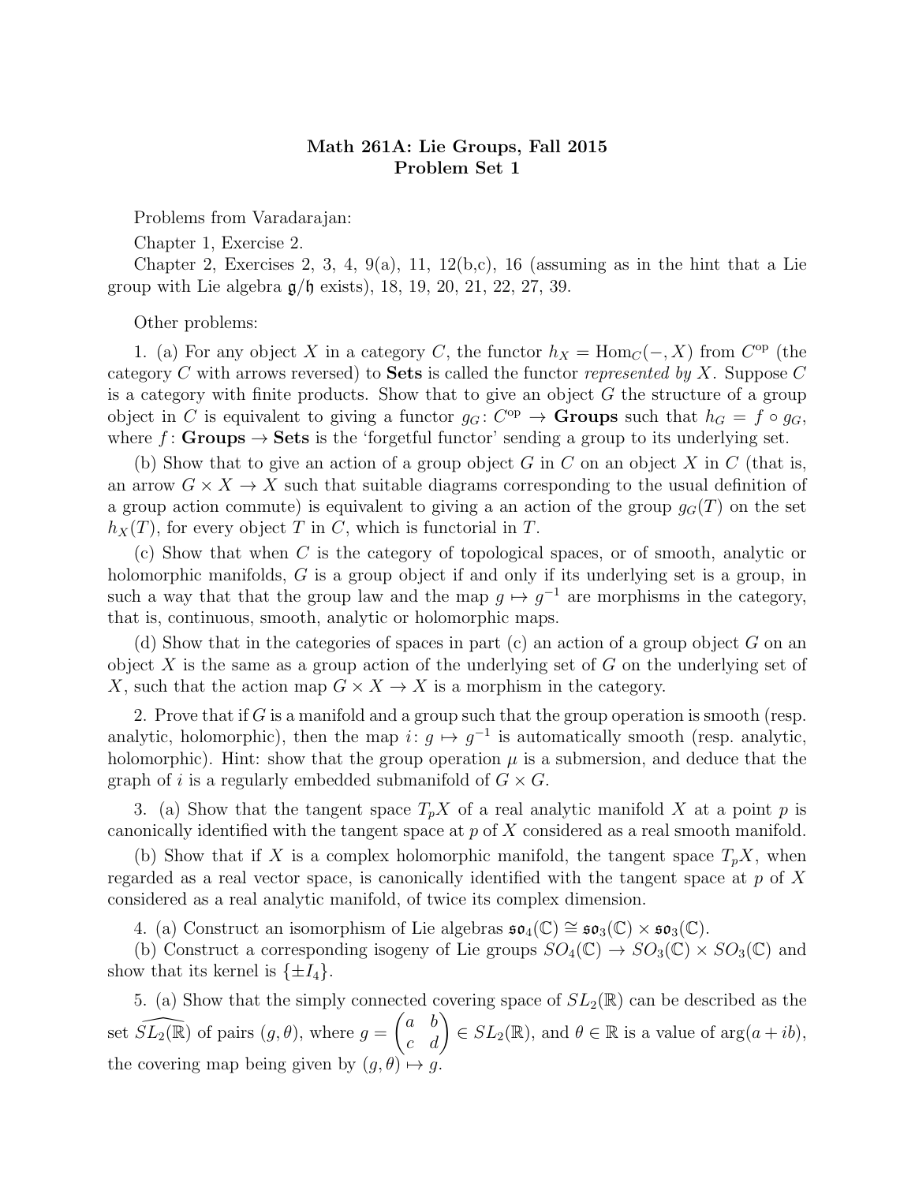**Math 261A: Lie Groups, Fall 2015**
**Problem Set 1**

Problems from Varadarajan:

Chapter 1, Exercise 2.

Chapter 2, Exercises 2, 3, 4, 9(a), 11, 12(b,c), 16 (assuming as in the hint that a Lie group with Lie algebra $\mathfrak{g}/\mathfrak{h}$ exists), 18, 19, 20, 21, 22, 27, 39.

Other problems:

1. (a) For any object $X$ in a category $C$, the functor $h_X = \mathrm{Hom}_C(-, X)$ from $C^{\mathrm{op}}$ (the category $C$ with arrows reversed) to **Sets** is called the functor *represented by* $X$. Suppose $C$ is a category with finite products. Show that to give an object $G$ the structure of a group object in $C$ is equivalent to giving a functor $g_G \colon C^{\mathrm{op}} \to$ **Groups** such that $h_G = f \circ g_G$, where $f \colon$ **Groups** $\to$ **Sets** is the 'forgetful functor' sending a group to its underlying set.

(b) Show that to give an action of a group object $G$ in $C$ on an object $X$ in $C$ (that is, an arrow $G \times X \to X$ such that suitable diagrams corresponding to the usual definition of a group action commute) is equivalent to giving a an action of the group $g_G(T)$ on the set $h_X(T)$, for every object $T$ in $C$, which is functorial in $T$.

(c) Show that when $C$ is the category of topological spaces, or of smooth, analytic or holomorphic manifolds, $G$ is a group object if and only if its underlying set is a group, in such a way that that the group law and the map $g \mapsto g^{-1}$ are morphisms in the category, that is, continuous, smooth, analytic or holomorphic maps.

(d) Show that in the categories of spaces in part (c) an action of a group object $G$ on an object $X$ is the same as a group action of the underlying set of $G$ on the underlying set of $X$, such that the action map $G \times X \to X$ is a morphism in the category.

2. Prove that if $G$ is a manifold and a group such that the group operation is smooth (resp. analytic, holomorphic), then the map $i \colon g \mapsto g^{-1}$ is automatically smooth (resp. analytic, holomorphic). Hint: show that the group operation $\mu$ is a submersion, and deduce that the graph of $i$ is a regularly embedded submanifold of $G \times G$.

3. (a) Show that the tangent space $T_pX$ of a real analytic manifold $X$ at a point $p$ is canonically identified with the tangent space at $p$ of $X$ considered as a real smooth manifold.

(b) Show that if $X$ is a complex holomorphic manifold, the tangent space $T_pX$, when regarded as a real vector space, is canonically identified with the tangent space at $p$ of $X$ considered as a real analytic manifold, of twice its complex dimension.

4. (a) Construct an isomorphism of Lie algebras $\mathfrak{so}_4(\mathbb{C}) \cong \mathfrak{so}_3(\mathbb{C}) \times \mathfrak{so}_3(\mathbb{C})$.

(b) Construct a corresponding isogeny of Lie groups $SO_4(\mathbb{C}) \to SO_3(\mathbb{C}) \times SO_3(\mathbb{C})$ and show that its kernel is $\{\pm I_4\}$.

5. (a) Show that the simply connected covering space of $SL_2(\mathbb{R})$ can be described as the set $\widehat{SL_2(\mathbb{R})}$ of pairs $(g, \theta)$, where $g = \begin{pmatrix} a & b \\ c & d \end{pmatrix} \in SL_2(\mathbb{R})$, and $\theta \in \mathbb{R}$ is a value of $\arg(a + ib)$, the covering map being given by $(g, \theta) \mapsto g$.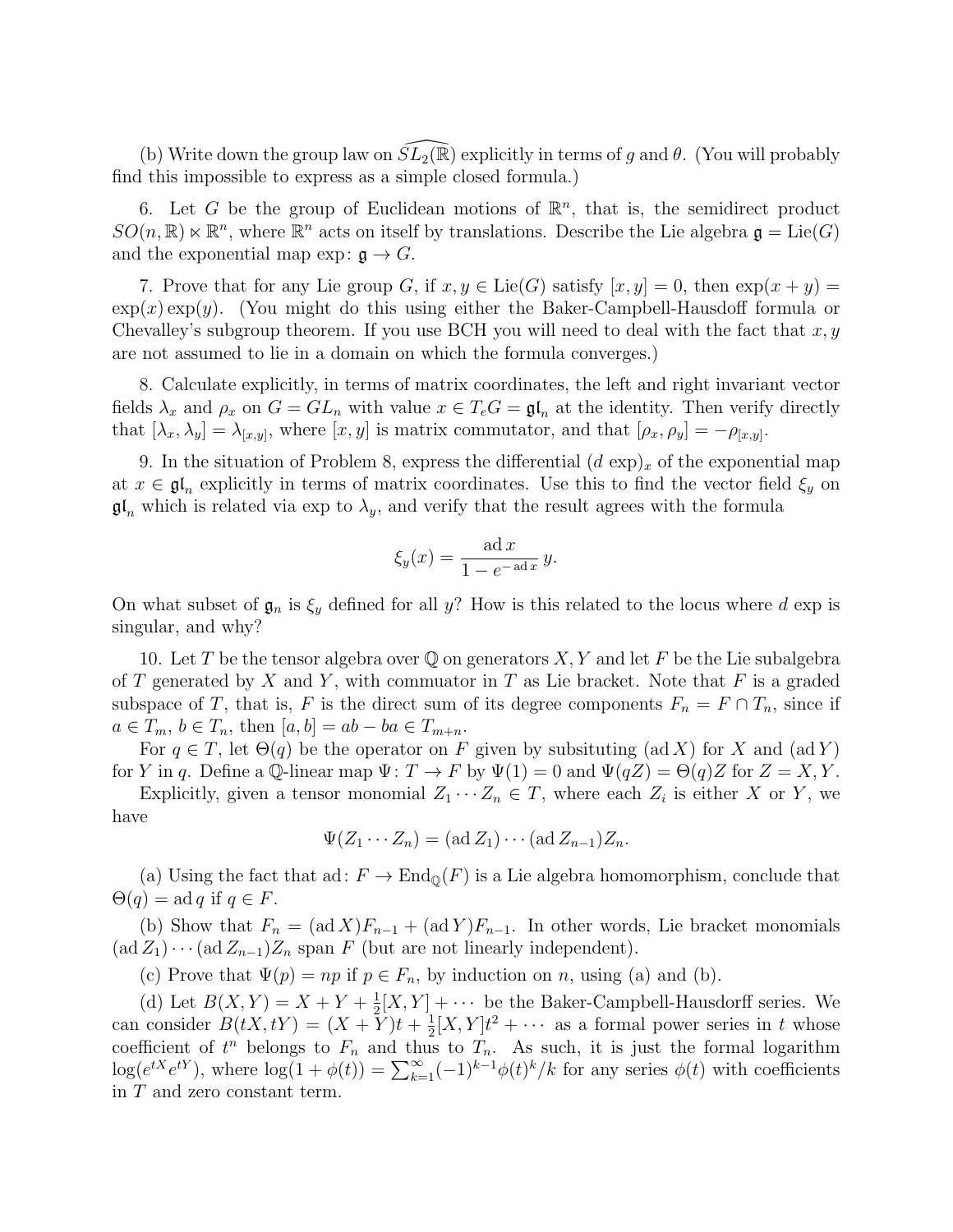(b) Write down the group law on $\widehat{SL_2(\mathbb{R})}$ explicitly in terms of $g$ and $\theta$. (You will probably find this impossible to express as a simple closed formula.)

6. Let $G$ be the group of Euclidean motions of $\mathbb{R}^n$, that is, the semidirect product $SO(n, \mathbb{R}) \ltimes \mathbb{R}^n$, where $\mathbb{R}^n$ acts on itself by translations. Describe the Lie algebra $\mathfrak{g} = \mathrm{Lie}(G)$ and the exponential map $\exp\colon \mathfrak{g} \to G$.

7. Prove that for any Lie group $G$, if $x, y \in \mathrm{Lie}(G)$ satisfy $[x, y] = 0$, then $\exp(x + y) = \exp(x)\exp(y)$. (You might do this using either the Baker-Campbell-Hausdoff formula or Chevalley's subgroup theorem. If you use BCH you will need to deal with the fact that $x, y$ are not assumed to lie in a domain on which the formula converges.)

8. Calculate explicitly, in terms of matrix coordinates, the left and right invariant vector fields $\lambda_x$ and $\rho_x$ on $G = GL_n$ with value $x \in T_e G = \mathfrak{gl}_n$ at the identity. Then verify directly that $[\lambda_x, \lambda_y] = \lambda_{[x,y]}$, where $[x, y]$ is matrix commutator, and that $[\rho_x, \rho_y] = -\rho_{[x,y]}$.

9. In the situation of Problem 8, express the differential $(d\,\exp)_x$ of the exponential map at $x \in \mathfrak{gl}_n$ explicitly in terms of matrix coordinates. Use this to find the vector field $\xi_y$ on $\mathfrak{gl}_n$ which is related via exp to $\lambda_y$, and verify that the result agrees with the formula

$$\xi_y(x) = \frac{\operatorname{ad} x}{1 - e^{-\operatorname{ad} x}}\, y.$$

On what subset of $\mathfrak{g}_n$ is $\xi_y$ defined for all $y$? How is this related to the locus where $d\,\exp$ is singular, and why?

10. Let $T$ be the tensor algebra over $\mathbb{Q}$ on generators $X, Y$ and let $F$ be the Lie subalgebra of $T$ generated by $X$ and $Y$, with commutator in $T$ as Lie bracket. Note that $F$ is a graded subspace of $T$, that is, $F$ is the direct sum of its degree components $F_n = F \cap T_n$, since if $a \in T_m$, $b \in T_n$, then $[a, b] = ab - ba \in T_{m+n}$.

For $q \in T$, let $\Theta(q)$ be the operator on $F$ given by subsituting $(\operatorname{ad} X)$ for $X$ and $(\operatorname{ad} Y)$ for $Y$ in $q$. Define a $\mathbb{Q}$-linear map $\Psi\colon T \to F$ by $\Psi(1) = 0$ and $\Psi(qZ) = \Theta(q)Z$ for $Z = X, Y$.

Explicitly, given a tensor monomial $Z_1 \cdots Z_n \in T$, where each $Z_i$ is either $X$ or $Y$, we have

$$\Psi(Z_1 \cdots Z_n) = (\operatorname{ad} Z_1) \cdots (\operatorname{ad} Z_{n-1}) Z_n.$$

(a) Using the fact that $\operatorname{ad}\colon F \to \mathrm{End}_{\mathbb{Q}}(F)$ is a Lie algebra homomorphism, conclude that $\Theta(q) = \operatorname{ad} q$ if $q \in F$.

(b) Show that $F_n = (\operatorname{ad} X)F_{n-1} + (\operatorname{ad} Y)F_{n-1}$. In other words, Lie bracket monomials $(\operatorname{ad} Z_1) \cdots (\operatorname{ad} Z_{n-1}) Z_n$ span $F$ (but are not linearly independent).

(c) Prove that $\Psi(p) = np$ if $p \in F_n$, by induction on $n$, using (a) and (b).

(d) Let $B(X, Y) = X + Y + \frac{1}{2}[X, Y] + \cdots$ be the Baker-Campbell-Hausdorff series. We can consider $B(tX, tY) = (X + Y)t + \frac{1}{2}[X, Y]t^2 + \cdots$ as a formal power series in $t$ whose coefficient of $t^n$ belongs to $F_n$ and thus to $T_n$. As such, it is just the formal logarithm $\log(e^{tX} e^{tY})$, where $\log(1 + \phi(t)) = \sum_{k=1}^{\infty} (-1)^{k-1} \phi(t)^k / k$ for any series $\phi(t)$ with coefficients in $T$ and zero constant term.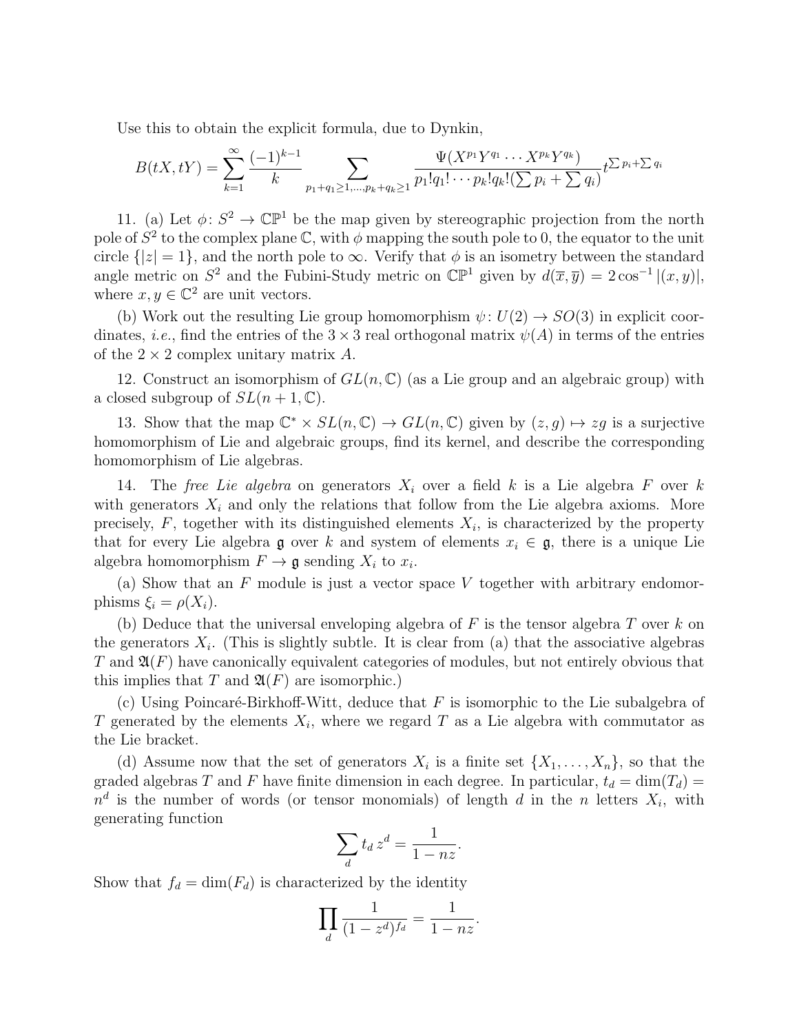Use this to obtain the explicit formula, due to Dynkin,

$$B(tX, tY) = \sum_{k=1}^{\infty} \frac{(-1)^{k-1}}{k} \sum_{p_1+q_1 \geq 1, \ldots, p_k+q_k \geq 1} \frac{\Psi(X^{p_1} Y^{q_1} \cdots X^{p_k} Y^{q_k})}{p_1! q_1! \cdots p_k! q_k! (\sum p_i + \sum q_i)} t^{\sum p_i + \sum q_i}$$

11. (a) Let $\phi\colon S^2 \to \mathbb{CP}^1$ be the map given by stereographic projection from the north pole of $S^2$ to the complex plane $\mathbb{C}$, with $\phi$ mapping the south pole to 0, the equator to the unit circle $\{|z| = 1\}$, and the north pole to $\infty$. Verify that $\phi$ is an isometry between the standard angle metric on $S^2$ and the Fubini-Study metric on $\mathbb{CP}^1$ given by $d(\overline{x}, \overline{y}) = 2\cos^{-1}|(x, y)|$, where $x, y \in \mathbb{C}^2$ are unit vectors.

(b) Work out the resulting Lie group homomorphism $\psi\colon U(2) \to SO(3)$ in explicit coordinates, *i.e.*, find the entries of the $3 \times 3$ real orthogonal matrix $\psi(A)$ in terms of the entries of the $2 \times 2$ complex unitary matrix $A$.

12. Construct an isomorphism of $GL(n, \mathbb{C})$ (as a Lie group and an algebraic group) with a closed subgroup of $SL(n+1, \mathbb{C})$.

13. Show that the map $\mathbb{C}^* \times SL(n, \mathbb{C}) \to GL(n, \mathbb{C})$ given by $(z, g) \mapsto zg$ is a surjective homomorphism of Lie and algebraic groups, find its kernel, and describe the corresponding homomorphism of Lie algebras.

14. The *free Lie algebra* on generators $X_i$ over a field $k$ is a Lie algebra $F$ over $k$ with generators $X_i$ and only the relations that follow from the Lie algebra axioms. More precisely, $F$, together with its distinguished elements $X_i$, is characterized by the property that for every Lie algebra $\mathfrak{g}$ over $k$ and system of elements $x_i \in \mathfrak{g}$, there is a unique Lie algebra homomorphism $F \to \mathfrak{g}$ sending $X_i$ to $x_i$.

(a) Show that an $F$ module is just a vector space $V$ together with arbitrary endomorphisms $\xi_i = \rho(X_i)$.

(b) Deduce that the universal enveloping algebra of $F$ is the tensor algebra $T$ over $k$ on the generators $X_i$. (This is slightly subtle. It is clear from (a) that the associative algebras $T$ and $\mathfrak{A}(F)$ have canonically equivalent categories of modules, but not entirely obvious that this implies that $T$ and $\mathfrak{A}(F)$ are isomorphic.)

(c) Using Poincaré-Birkhoff-Witt, deduce that $F$ is isomorphic to the Lie subalgebra of $T$ generated by the elements $X_i$, where we regard $T$ as a Lie algebra with commutator as the Lie bracket.

(d) Assume now that the set of generators $X_i$ is a finite set $\{X_1, \ldots, X_n\}$, so that the graded algebras $T$ and $F$ have finite dimension in each degree. In particular, $t_d = \dim(T_d) = n^d$ is the number of words (or tensor monomials) of length $d$ in the $n$ letters $X_i$, with generating function

$$\sum_d t_d\, z^d = \frac{1}{1 - nz}.$$

Show that $f_d = \dim(F_d)$ is characterized by the identity

$$\prod_d \frac{1}{(1 - z^d)^{f_d}} = \frac{1}{1 - nz}.$$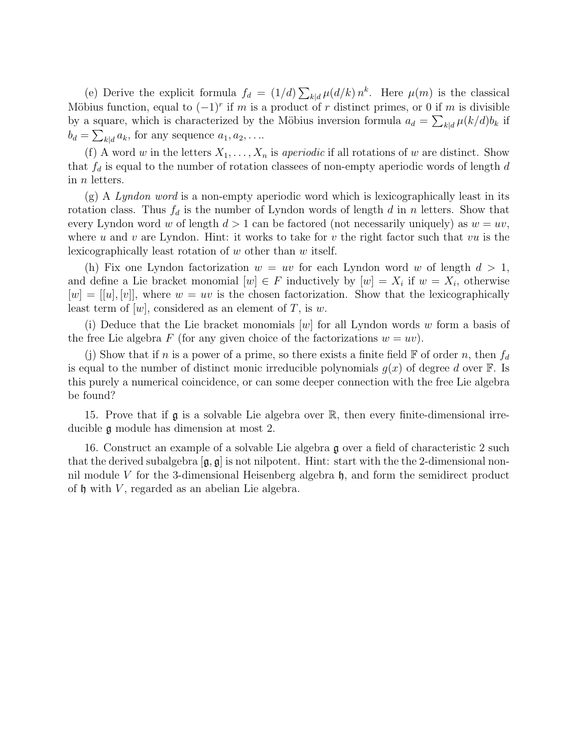(e) Derive the explicit formula $f_d = (1/d)\sum_{k|d} \mu(d/k)\, n^k$. Here $\mu(m)$ is the classical Möbius function, equal to $(-1)^r$ if $m$ is a product of $r$ distinct primes, or 0 if $m$ is divisible by a square, which is characterized by the Möbius inversion formula $a_d = \sum_{k|d} \mu(k/d) b_k$ if $b_d = \sum_{k|d} a_k$, for any sequence $a_1, a_2, \ldots$.

(f) A word $w$ in the letters $X_1, \ldots, X_n$ is *aperiodic* if all rotations of $w$ are distinct. Show that $f_d$ is equal to the number of rotation classees of non-empty aperiodic words of length $d$ in $n$ letters.

(g) A *Lyndon word* is a non-empty aperiodic word which is lexicographically least in its rotation class. Thus $f_d$ is the number of Lyndon words of length $d$ in $n$ letters. Show that every Lyndon word $w$ of length $d > 1$ can be factored (not necessarily uniquely) as $w = uv$, where $u$ and $v$ are Lyndon. Hint: it works to take for $v$ the right factor such that $vu$ is the lexicographically least rotation of $w$ other than $w$ itself.

(h) Fix one Lyndon factorization $w = uv$ for each Lyndon word $w$ of length $d > 1$, and define a Lie bracket monomial $[w] \in F$ inductively by $[w] = X_i$ if $w = X_i$, otherwise $[w] = [[u], [v]]$, where $w = uv$ is the chosen factorization. Show that the lexicographically least term of $[w]$, considered as an element of $T$, is $w$.

(i) Deduce that the Lie bracket monomials $[w]$ for all Lyndon words $w$ form a basis of the free Lie algebra $F$ (for any given choice of the factorizations $w = uv$).

(j) Show that if $n$ is a power of a prime, so there exists a finite field $\mathbb{F}$ of order $n$, then $f_d$ is equal to the number of distinct monic irreducible polynomials $g(x)$ of degree $d$ over $\mathbb{F}$. Is this purely a numerical coincidence, or can some deeper connection with the free Lie algebra be found?

15. Prove that if $\mathfrak{g}$ is a solvable Lie algebra over $\mathbb{R}$, then every finite-dimensional irreducible $\mathfrak{g}$ module has dimension at most 2.

16. Construct an example of a solvable Lie algebra $\mathfrak{g}$ over a field of characteristic 2 such that the derived subalgebra $[\mathfrak{g}, \mathfrak{g}]$ is not nilpotent. Hint: start with the the 2-dimensional non-nil module $V$ for the 3-dimensional Heisenberg algebra $\mathfrak{h}$, and form the semidirect product of $\mathfrak{h}$ with $V$, regarded as an abelian Lie algebra.